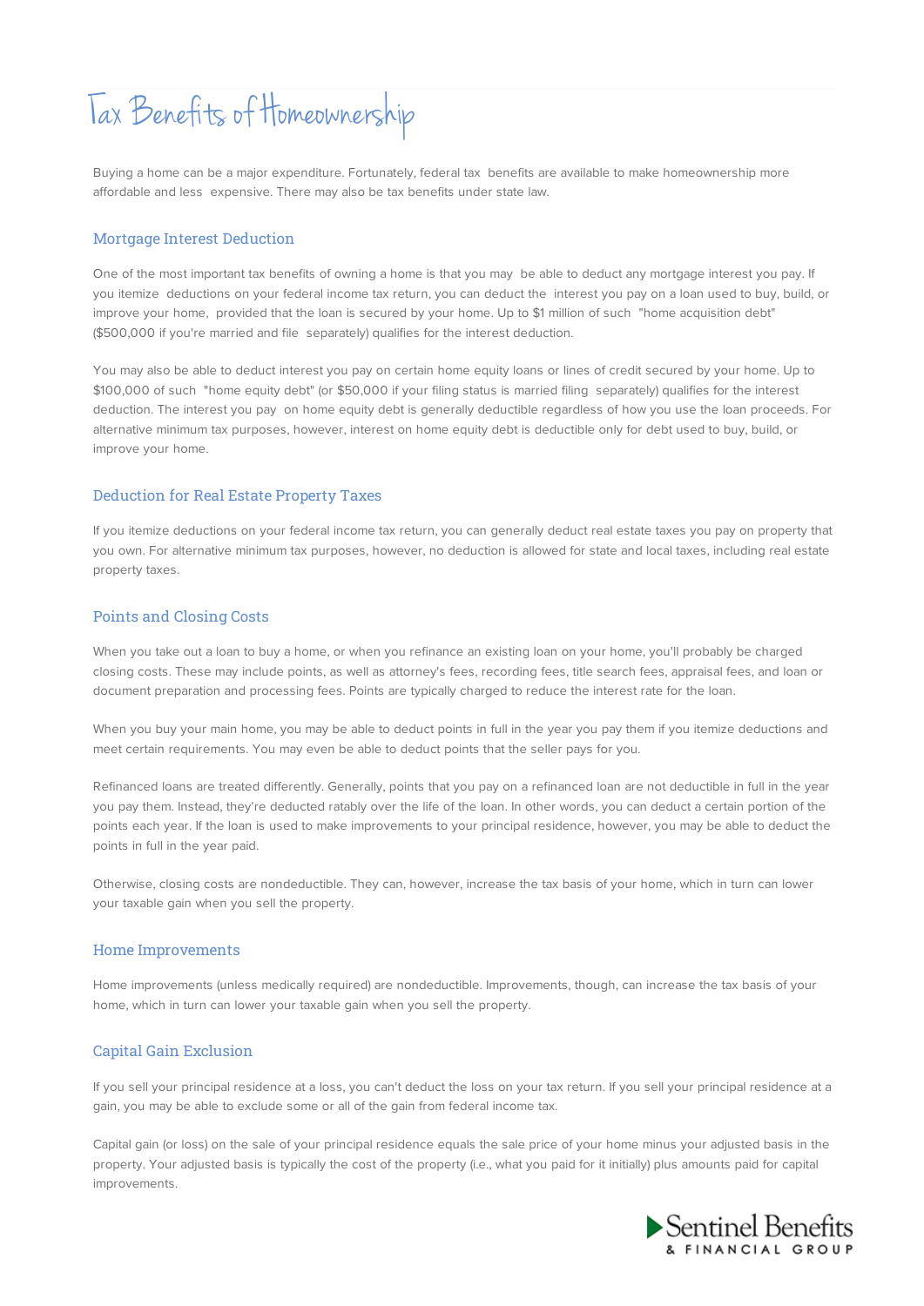# Tax Benefits of Homeownership

Buying a home can be a major expenditure. Fortunately, federal tax benefits are available to make homeownership more affordable and less expensive. There may also be tax benefits under state law.

## Mortgage Interest Deduction

One of the most important tax benefits of owning a home is that you may be able to deduct any mortgage interest you pay. If you itemize deductions on your federal income tax return, you can deduct the interest you pay on a loan used to buy, build, or improve your home, provided that the loan is secured by your home. Up to $1 million of such "home acquisition debt" ($500,000 if you're married and file separately) qualifies for the interest deduction.

You may also be able to deduct interest you pay on certain home equity loans or lines of credit secured by your home. Up to $100,000 of such "home equity debt" (or $50,000 if your filing status is married filing separately) qualifies for the interest deduction. The interest you pay on home equity debt is generally deductible regardless of how you use the loan proceeds. For alternative minimum tax purposes, however, interest on home equity debt is deductible only for debt used to buy, build, or improve your home.

## Deduction for Real Estate Property Taxes

If you itemize deductions on your federal income tax return, you can generally deduct real estate taxes you pay on property that you own. For alternative minimum tax purposes, however, no deduction is allowed for state and local taxes, including real estate property taxes.

## Points and Closing Costs

When you take out a loan to buy a home, or when you refinance an existing loan on your home, you'll probably be charged closing costs. These may include points, as well as attorney's fees, recording fees, title search fees, appraisal fees, and loan or document preparation and processing fees. Points are typically charged to reduce the interest rate for the loan.

When you buy your main home, you may be able to deduct points in full in the year you pay them if you itemize deductions and meet certain requirements. You may even be able to deduct points that the seller pays for you.

Refinanced loans are treated differently. Generally, points that you pay on a refinanced loan are not deductible in full in the year you pay them. Instead, they're deducted ratably over the life of the loan. In other words, you can deduct a certain portion of the points each year. If the loan is used to make improvements to your principal residence, however, you may be able to deduct the points in full in the year paid.

Otherwise, closing costs are nondeductible. They can, however, increase the tax basis of your home, which in turn can lower your taxable gain when you sell the property.

## Home Improvements

Home improvements (unless medically required) are nondeductible. Improvements, though, can increase the tax basis of your home, which in turn can lower your taxable gain when you sell the property.

## Capital Gain Exclusion

If you sell your principal residence at a loss, you can't deduct the loss on your tax return. If you sell your principal residence at a gain, you may be able to exclude some or all of the gain from federal income tax.

Capital gain (or loss) on the sale of your principal residence equals the sale price of your home minus your adjusted basis in the property. Your adjusted basis is typically the cost of the property (i.e., what you paid for it initially) plus amounts paid for capital improvements.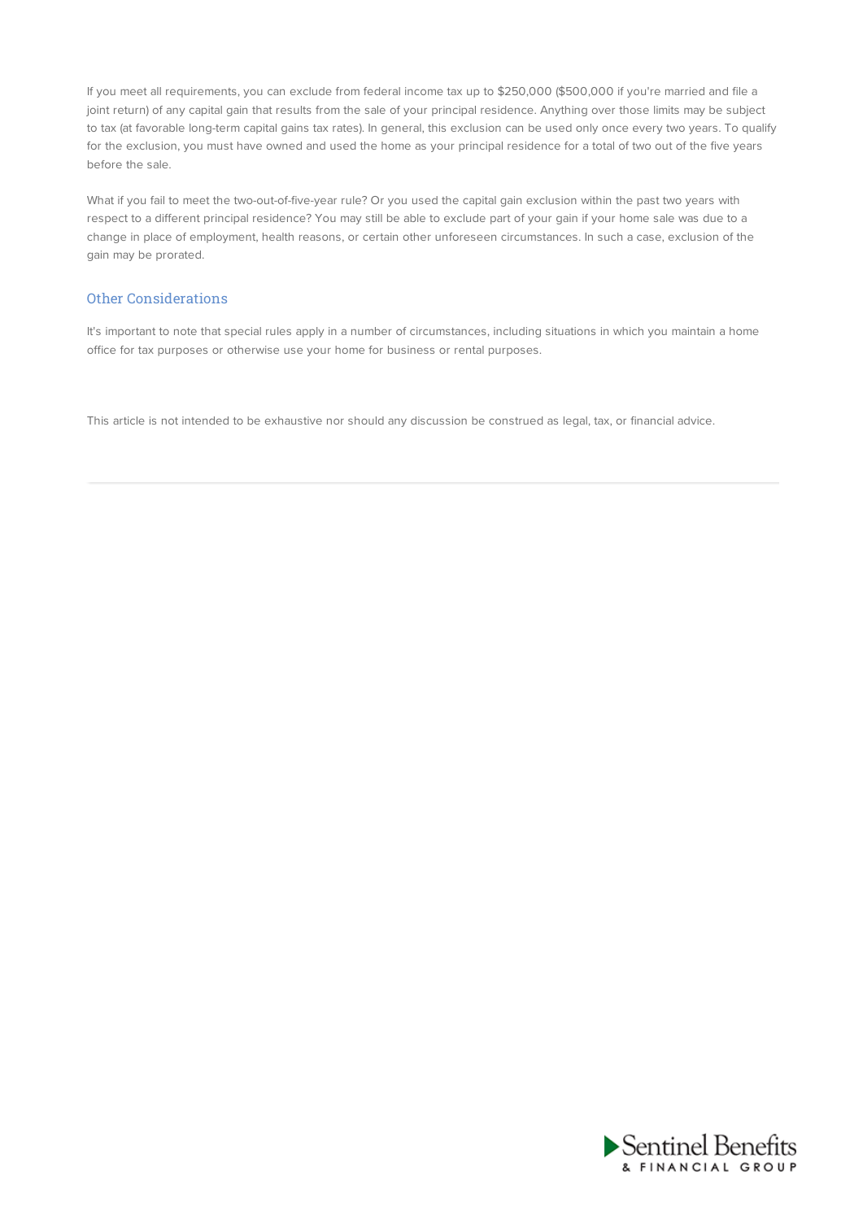If you meet all requirements, you can exclude from federal income tax up to $250,000 ($500,000 if you're married and file a joint return) of any capital gain that results from the sale of your principal residence. Anything over those limits may be subject to tax (at favorable long-term capital gains tax rates). In general, this exclusion can be used only once every two years. To qualify for the exclusion, you must have owned and used the home as your principal residence for a total of two out of the five years before the sale.

What if you fail to meet the two-out-of-five-year rule? Or you used the capital gain exclusion within the past two years with respect to a different principal residence? You may still be able to exclude part of your gain if your home sale was due to a change in place of employment, health reasons, or certain other unforeseen circumstances. In such a case, exclusion of the gain may be prorated.

## Other Considerations

It's important to note that special rules apply in a number of circumstances, including situations in which you maintain a home office for tax purposes or otherwise use your home for business or rental purposes.

This article is not intended to be exhaustive nor should any discussion be construed as legal, tax, or financial advice.